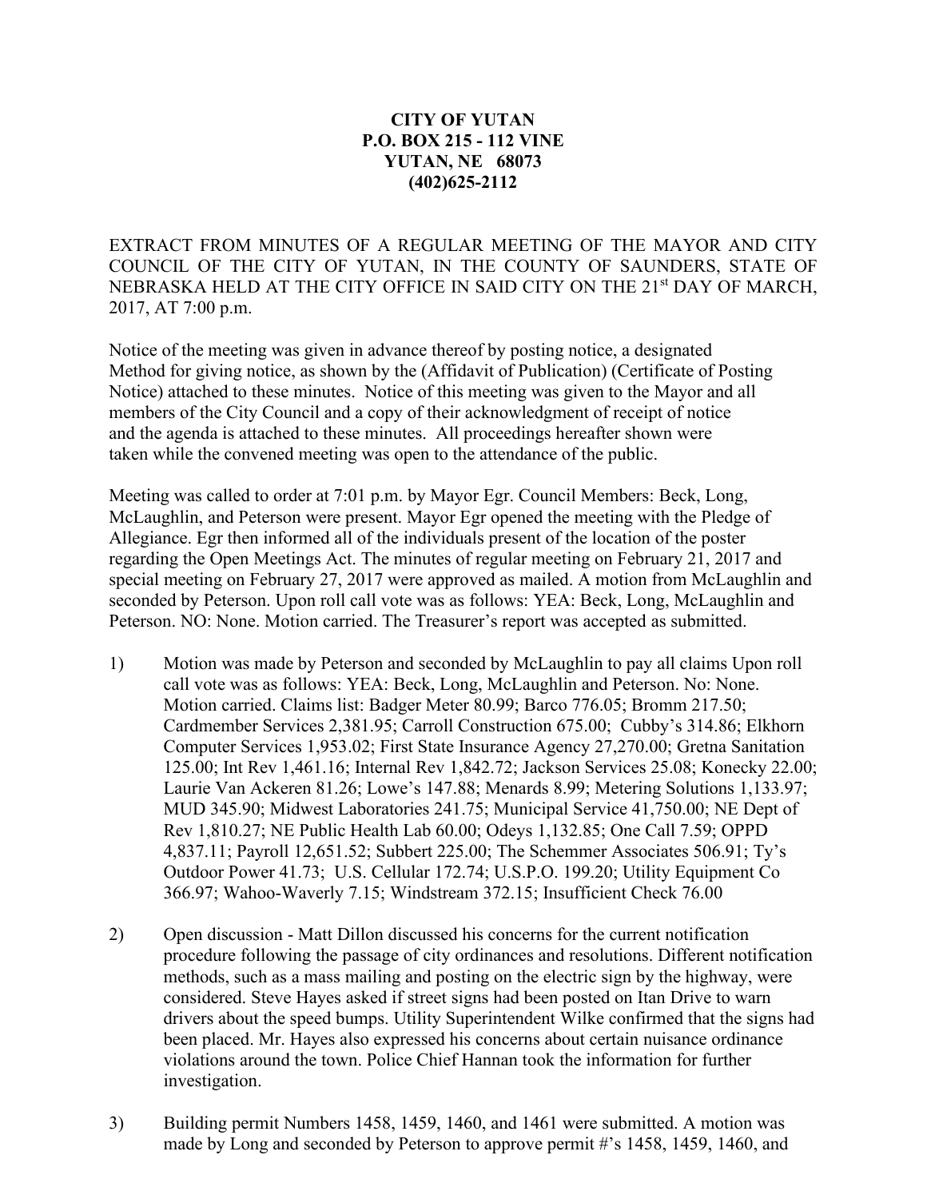**CITY OF YUTAN**
**P.O. BOX 215 - 112 VINE**
**YUTAN, NE 68073**
**(402)625-2112**

EXTRACT FROM MINUTES OF A REGULAR MEETING OF THE MAYOR AND CITY COUNCIL OF THE CITY OF YUTAN, IN THE COUNTY OF SAUNDERS, STATE OF NEBRASKA HELD AT THE CITY OFFICE IN SAID CITY ON THE 21st DAY OF MARCH, 2017, AT 7:00 p.m.

Notice of the meeting was given in advance thereof by posting notice, a designated Method for giving notice, as shown by the (Affidavit of Publication) (Certificate of Posting Notice) attached to these minutes. Notice of this meeting was given to the Mayor and all members of the City Council and a copy of their acknowledgment of receipt of notice and the agenda is attached to these minutes. All proceedings hereafter shown were taken while the convened meeting was open to the attendance of the public.

Meeting was called to order at 7:01 p.m. by Mayor Egr. Council Members: Beck, Long, McLaughlin, and Peterson were present. Mayor Egr opened the meeting with the Pledge of Allegiance. Egr then informed all of the individuals present of the location of the poster regarding the Open Meetings Act. The minutes of regular meeting on February 21, 2017 and special meeting on February 27, 2017 were approved as mailed. A motion from McLaughlin and seconded by Peterson. Upon roll call vote was as follows: YEA: Beck, Long, McLaughlin and Peterson. NO: None. Motion carried. The Treasurer's report was accepted as submitted.

1) Motion was made by Peterson and seconded by McLaughlin to pay all claims Upon roll call vote was as follows: YEA: Beck, Long, McLaughlin and Peterson. No: None. Motion carried. Claims list: Badger Meter 80.99; Barco 776.05; Bromm 217.50; Cardmember Services 2,381.95; Carroll Construction 675.00; Cubby's 314.86; Elkhorn Computer Services 1,953.02; First State Insurance Agency 27,270.00; Gretna Sanitation 125.00; Int Rev 1,461.16; Internal Rev 1,842.72; Jackson Services 25.08; Konecky 22.00; Laurie Van Ackeren 81.26; Lowe's 147.88; Menards 8.99; Metering Solutions 1,133.97; MUD 345.90; Midwest Laboratories 241.75; Municipal Service 41,750.00; NE Dept of Rev 1,810.27; NE Public Health Lab 60.00; Odeys 1,132.85; One Call 7.59; OPPD 4,837.11; Payroll 12,651.52; Subbert 225.00; The Schemmer Associates 506.91; Ty's Outdoor Power 41.73; U.S. Cellular 172.74; U.S.P.O. 199.20; Utility Equipment Co 366.97; Wahoo-Waverly 7.15; Windstream 372.15; Insufficient Check 76.00

2) Open discussion - Matt Dillon discussed his concerns for the current notification procedure following the passage of city ordinances and resolutions. Different notification methods, such as a mass mailing and posting on the electric sign by the highway, were considered. Steve Hayes asked if street signs had been posted on Itan Drive to warn drivers about the speed bumps. Utility Superintendent Wilke confirmed that the signs had been placed. Mr. Hayes also expressed his concerns about certain nuisance ordinance violations around the town. Police Chief Hannan took the information for further investigation.

3) Building permit Numbers 1458, 1459, 1460, and 1461 were submitted. A motion was made by Long and seconded by Peterson to approve permit #'s 1458, 1459, 1460, and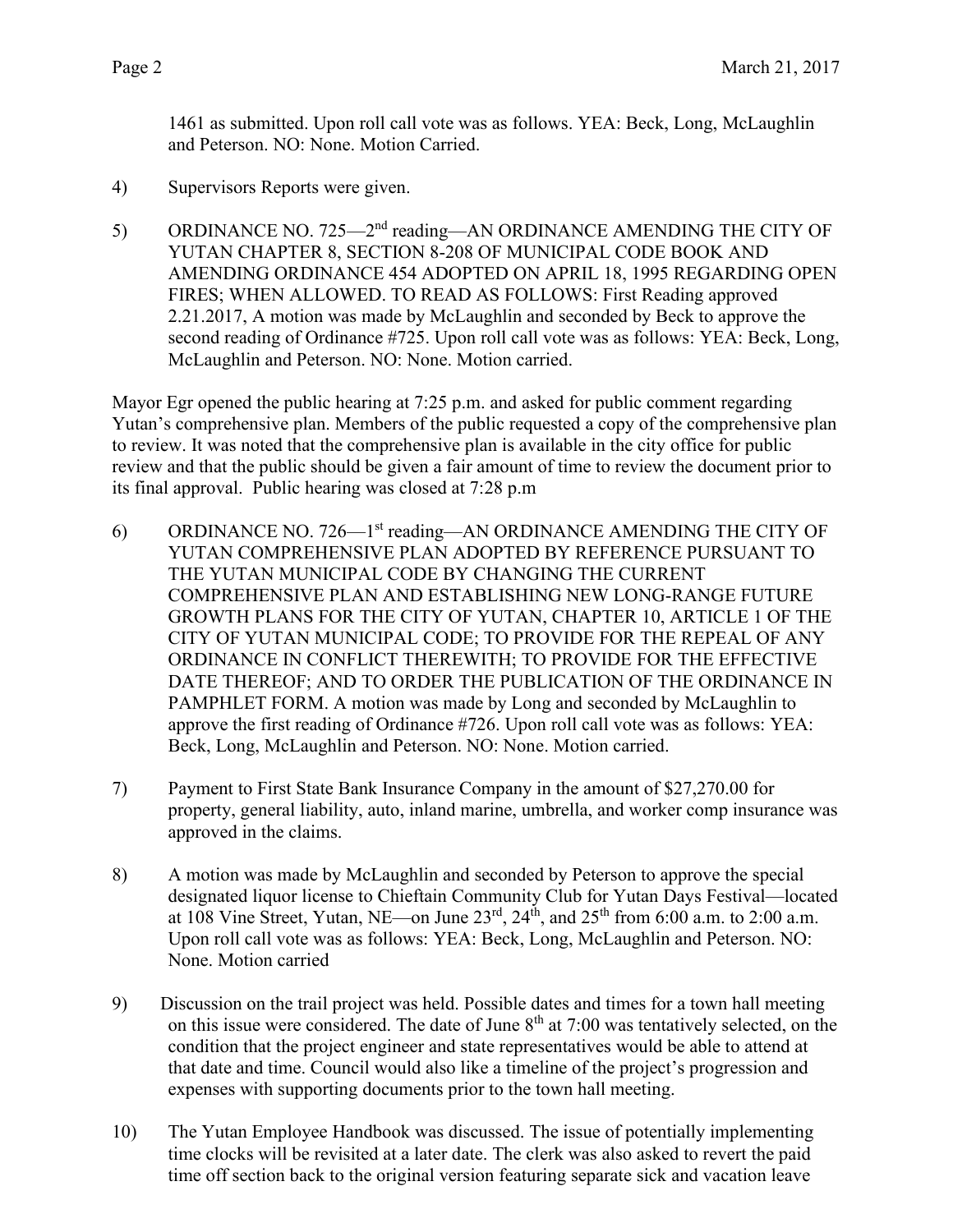1461 as submitted. Upon roll call vote was as follows. YEA: Beck, Long, McLaughlin and Peterson. NO: None. Motion Carried.

4) Supervisors Reports were given.

5) ORDINANCE NO. 725—2nd reading—AN ORDINANCE AMENDING THE CITY OF YUTAN CHAPTER 8, SECTION 8-208 OF MUNICIPAL CODE BOOK AND AMENDING ORDINANCE 454 ADOPTED ON APRIL 18, 1995 REGARDING OPEN FIRES; WHEN ALLOWED. TO READ AS FOLLOWS: First Reading approved 2.21.2017, A motion was made by McLaughlin and seconded by Beck to approve the second reading of Ordinance #725. Upon roll call vote was as follows: YEA: Beck, Long, McLaughlin and Peterson. NO: None. Motion carried.

Mayor Egr opened the public hearing at 7:25 p.m. and asked for public comment regarding Yutan's comprehensive plan. Members of the public requested a copy of the comprehensive plan to review. It was noted that the comprehensive plan is available in the city office for public review and that the public should be given a fair amount of time to review the document prior to its final approval. Public hearing was closed at 7:28 p.m

6) ORDINANCE NO. 726—1st reading—AN ORDINANCE AMENDING THE CITY OF YUTAN COMPREHENSIVE PLAN ADOPTED BY REFERENCE PURSUANT TO THE YUTAN MUNICIPAL CODE BY CHANGING THE CURRENT COMPREHENSIVE PLAN AND ESTABLISHING NEW LONG-RANGE FUTURE GROWTH PLANS FOR THE CITY OF YUTAN, CHAPTER 10, ARTICLE 1 OF THE CITY OF YUTAN MUNICIPAL CODE; TO PROVIDE FOR THE REPEAL OF ANY ORDINANCE IN CONFLICT THEREWITH; TO PROVIDE FOR THE EFFECTIVE DATE THEREOF; AND TO ORDER THE PUBLICATION OF THE ORDINANCE IN PAMPHLET FORM. A motion was made by Long and seconded by McLaughlin to approve the first reading of Ordinance #726. Upon roll call vote was as follows: YEA: Beck, Long, McLaughlin and Peterson. NO: None. Motion carried.

7) Payment to First State Bank Insurance Company in the amount of $27,270.00 for property, general liability, auto, inland marine, umbrella, and worker comp insurance was approved in the claims.

8) A motion was made by McLaughlin and seconded by Peterson to approve the special designated liquor license to Chieftain Community Club for Yutan Days Festival—located at 108 Vine Street, Yutan, NE—on June 23rd, 24th, and 25th from 6:00 a.m. to 2:00 a.m. Upon roll call vote was as follows: YEA: Beck, Long, McLaughlin and Peterson. NO: None. Motion carried

9) Discussion on the trail project was held. Possible dates and times for a town hall meeting on this issue were considered. The date of June 8th at 7:00 was tentatively selected, on the condition that the project engineer and state representatives would be able to attend at that date and time. Council would also like a timeline of the project's progression and expenses with supporting documents prior to the town hall meeting.

10) The Yutan Employee Handbook was discussed. The issue of potentially implementing time clocks will be revisited at a later date. The clerk was also asked to revert the paid time off section back to the original version featuring separate sick and vacation leave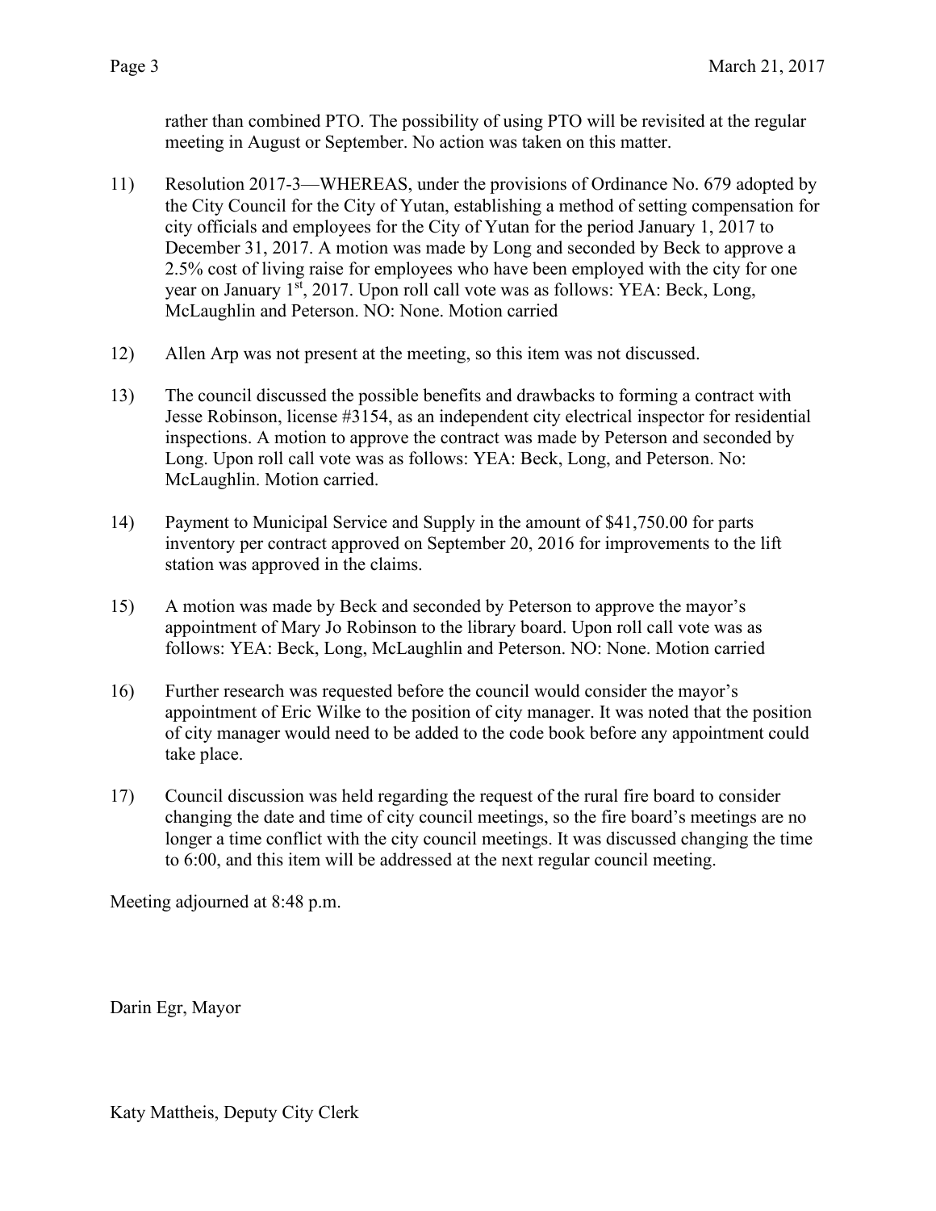rather than combined PTO. The possibility of using PTO will be revisited at the regular meeting in August or September. No action was taken on this matter.

11) Resolution 2017-3—WHEREAS, under the provisions of Ordinance No. 679 adopted by the City Council for the City of Yutan, establishing a method of setting compensation for city officials and employees for the City of Yutan for the period January 1, 2017 to December 31, 2017. A motion was made by Long and seconded by Beck to approve a 2.5% cost of living raise for employees who have been employed with the city for one year on January 1st, 2017. Upon roll call vote was as follows: YEA: Beck, Long, McLaughlin and Peterson. NO: None. Motion carried

12) Allen Arp was not present at the meeting, so this item was not discussed.

13) The council discussed the possible benefits and drawbacks to forming a contract with Jesse Robinson, license #3154, as an independent city electrical inspector for residential inspections. A motion to approve the contract was made by Peterson and seconded by Long. Upon roll call vote was as follows: YEA: Beck, Long, and Peterson. No: McLaughlin. Motion carried.

14) Payment to Municipal Service and Supply in the amount of $41,750.00 for parts inventory per contract approved on September 20, 2016 for improvements to the lift station was approved in the claims.

15) A motion was made by Beck and seconded by Peterson to approve the mayor's appointment of Mary Jo Robinson to the library board. Upon roll call vote was as follows: YEA: Beck, Long, McLaughlin and Peterson. NO: None. Motion carried

16) Further research was requested before the council would consider the mayor's appointment of Eric Wilke to the position of city manager. It was noted that the position of city manager would need to be added to the code book before any appointment could take place.

17) Council discussion was held regarding the request of the rural fire board to consider changing the date and time of city council meetings, so the fire board's meetings are no longer a time conflict with the city council meetings. It was discussed changing the time to 6:00, and this item will be addressed at the next regular council meeting.

Meeting adjourned at 8:48 p.m.

Darin Egr, Mayor

Katy Mattheis, Deputy City Clerk